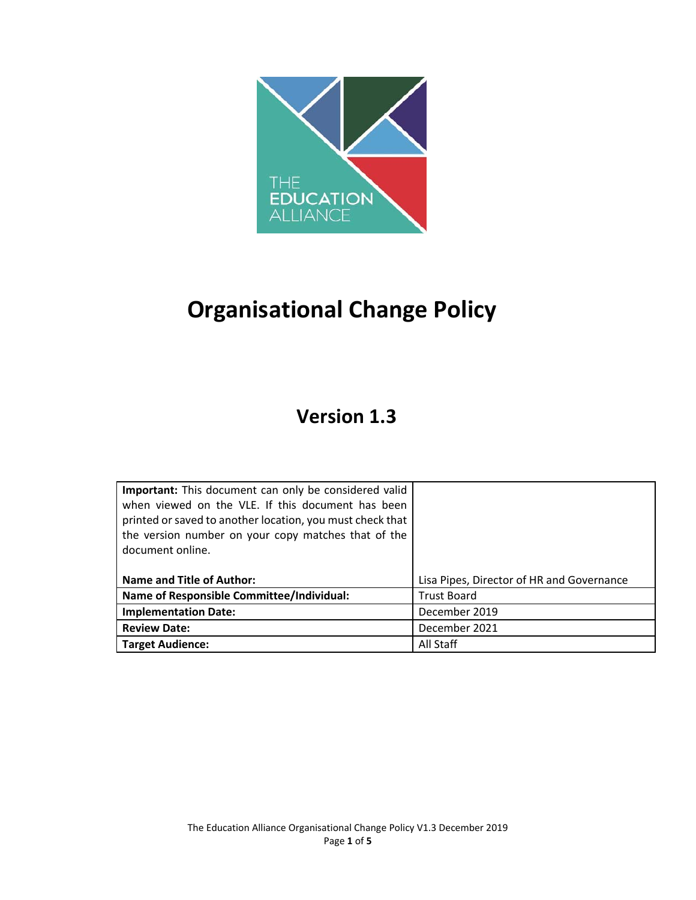THE EDUCATION ALLIANCE

# Organisational Change Policy

## Version 1.3

| **Important:** This document can only be considered valid when viewed on the VLE. If this document has been printed or saved to another location, you must check that the version number on your copy matches that of the document online. | |
|---|---|
| **Name and Title of Author:** | Lisa Pipes, Director of HR and Governance |
| **Name of Responsible Committee/Individual:** | Trust Board |
| **Implementation Date:** | December 2019 |
| **Review Date:** | December 2021 |
| **Target Audience:** | All Staff |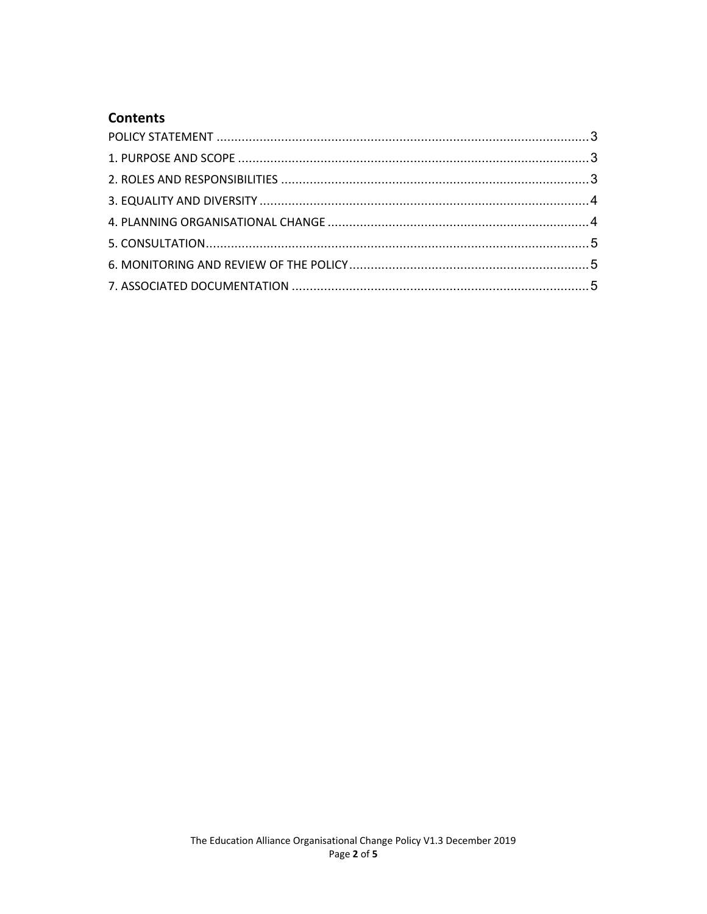## Contents

POLICY STATEMENT ........................................................................................................ 3
1. PURPOSE AND SCOPE .................................................................................................. 3
2. ROLES AND RESPONSIBILITIES ..................................................................................... 3
3. EQUALITY AND DIVERSITY ............................................................................................ 4
4. PLANNING ORGANISATIONAL CHANGE ......................................................................... 4
5. CONSULTATION.......................................................................................................... 5
6. MONITORING AND REVIEW OF THE POLICY ................................................................... 5
7. ASSOCIATED DOCUMENTATION ................................................................................... 5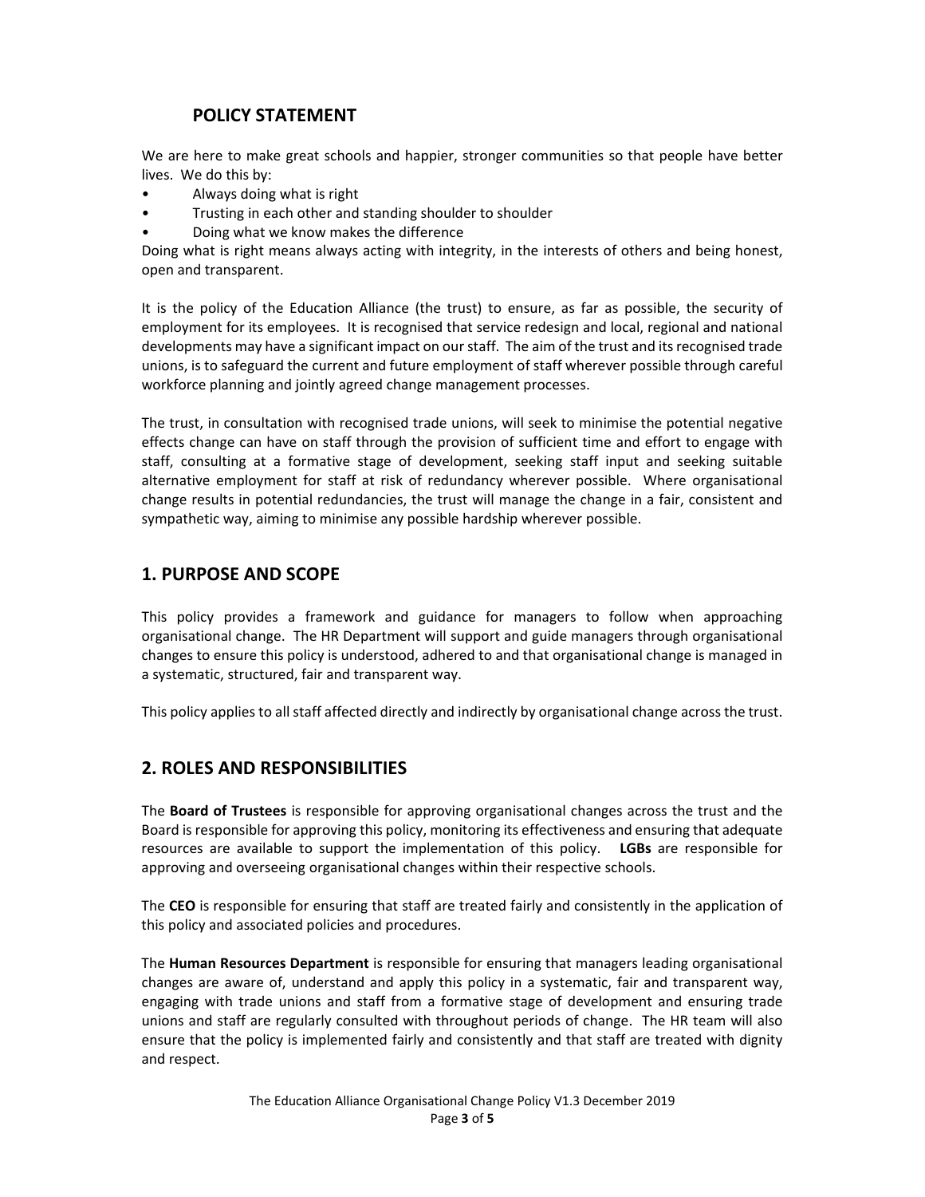## POLICY STATEMENT

We are here to make great schools and happier, stronger communities so that people have better lives. We do this by:

- Always doing what is right
- Trusting in each other and standing shoulder to shoulder
- Doing what we know makes the difference

Doing what is right means always acting with integrity, in the interests of others and being honest, open and transparent.

It is the policy of the Education Alliance (the trust) to ensure, as far as possible, the security of employment for its employees. It is recognised that service redesign and local, regional and national developments may have a significant impact on our staff. The aim of the trust and its recognised trade unions, is to safeguard the current and future employment of staff wherever possible through careful workforce planning and jointly agreed change management processes.

The trust, in consultation with recognised trade unions, will seek to minimise the potential negative effects change can have on staff through the provision of sufficient time and effort to engage with staff, consulting at a formative stage of development, seeking staff input and seeking suitable alternative employment for staff at risk of redundancy wherever possible. Where organisational change results in potential redundancies, the trust will manage the change in a fair, consistent and sympathetic way, aiming to minimise any possible hardship wherever possible.

## 1. PURPOSE AND SCOPE

This policy provides a framework and guidance for managers to follow when approaching organisational change. The HR Department will support and guide managers through organisational changes to ensure this policy is understood, adhered to and that organisational change is managed in a systematic, structured, fair and transparent way.

This policy applies to all staff affected directly and indirectly by organisational change across the trust.

## 2. ROLES AND RESPONSIBILITIES

The **Board of Trustees** is responsible for approving organisational changes across the trust and the Board is responsible for approving this policy, monitoring its effectiveness and ensuring that adequate resources are available to support the implementation of this policy. **LGBs** are responsible for approving and overseeing organisational changes within their respective schools.

The **CEO** is responsible for ensuring that staff are treated fairly and consistently in the application of this policy and associated policies and procedures.

The **Human Resources Department** is responsible for ensuring that managers leading organisational changes are aware of, understand and apply this policy in a systematic, fair and transparent way, engaging with trade unions and staff from a formative stage of development and ensuring trade unions and staff are regularly consulted with throughout periods of change. The HR team will also ensure that the policy is implemented fairly and consistently and that staff are treated with dignity and respect.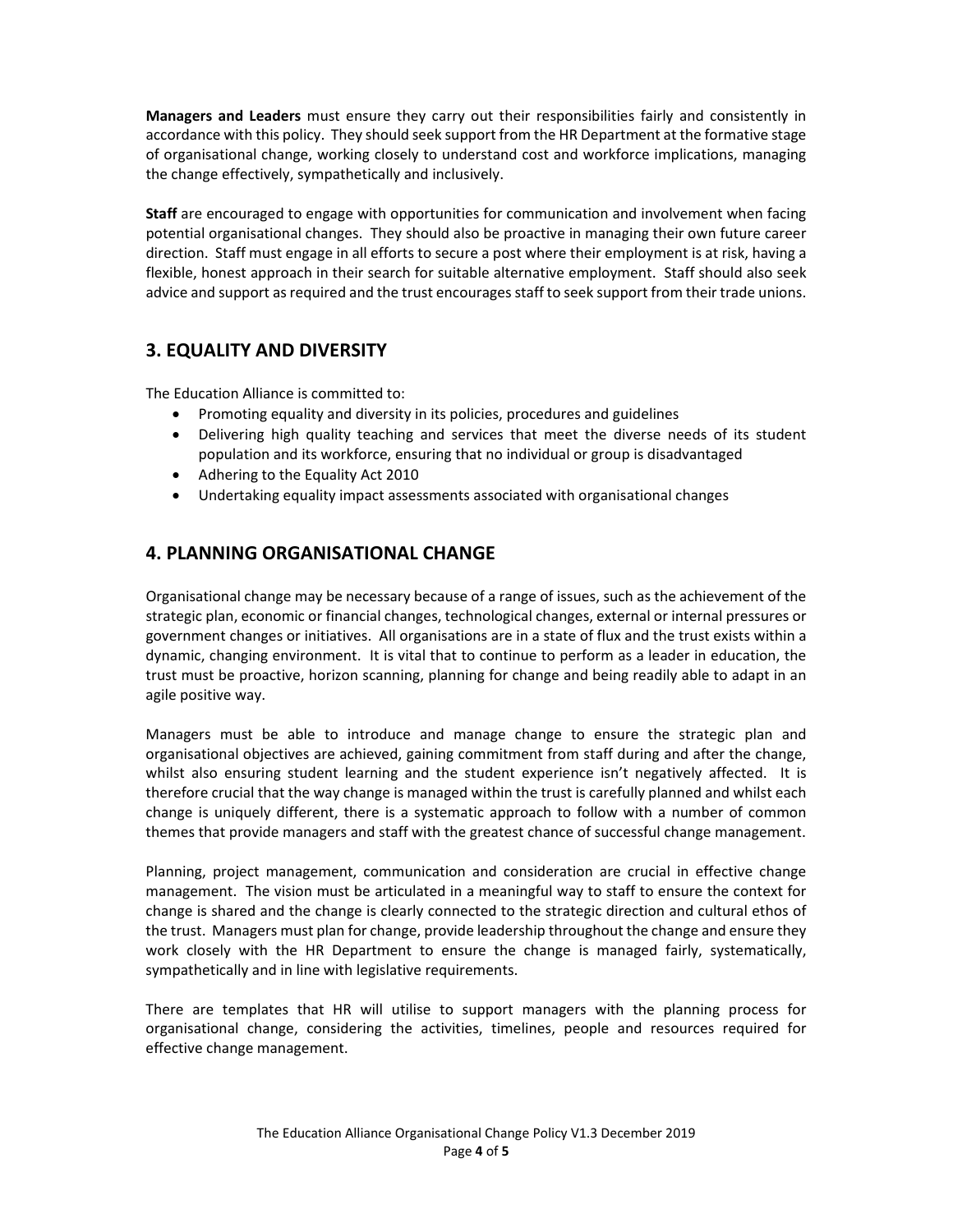**Managers and Leaders** must ensure they carry out their responsibilities fairly and consistently in accordance with this policy. They should seek support from the HR Department at the formative stage of organisational change, working closely to understand cost and workforce implications, managing the change effectively, sympathetically and inclusively.

**Staff** are encouraged to engage with opportunities for communication and involvement when facing potential organisational changes. They should also be proactive in managing their own future career direction. Staff must engage in all efforts to secure a post where their employment is at risk, having a flexible, honest approach in their search for suitable alternative employment. Staff should also seek advice and support as required and the trust encourages staff to seek support from their trade unions.

## 3. EQUALITY AND DIVERSITY

The Education Alliance is committed to:

- Promoting equality and diversity in its policies, procedures and guidelines
- Delivering high quality teaching and services that meet the diverse needs of its student population and its workforce, ensuring that no individual or group is disadvantaged
- Adhering to the Equality Act 2010
- Undertaking equality impact assessments associated with organisational changes

## 4. PLANNING ORGANISATIONAL CHANGE

Organisational change may be necessary because of a range of issues, such as the achievement of the strategic plan, economic or financial changes, technological changes, external or internal pressures or government changes or initiatives. All organisations are in a state of flux and the trust exists within a dynamic, changing environment. It is vital that to continue to perform as a leader in education, the trust must be proactive, horizon scanning, planning for change and being readily able to adapt in an agile positive way.

Managers must be able to introduce and manage change to ensure the strategic plan and organisational objectives are achieved, gaining commitment from staff during and after the change, whilst also ensuring student learning and the student experience isn't negatively affected. It is therefore crucial that the way change is managed within the trust is carefully planned and whilst each change is uniquely different, there is a systematic approach to follow with a number of common themes that provide managers and staff with the greatest chance of successful change management.

Planning, project management, communication and consideration are crucial in effective change management. The vision must be articulated in a meaningful way to staff to ensure the context for change is shared and the change is clearly connected to the strategic direction and cultural ethos of the trust. Managers must plan for change, provide leadership throughout the change and ensure they work closely with the HR Department to ensure the change is managed fairly, systematically, sympathetically and in line with legislative requirements.

There are templates that HR will utilise to support managers with the planning process for organisational change, considering the activities, timelines, people and resources required for effective change management.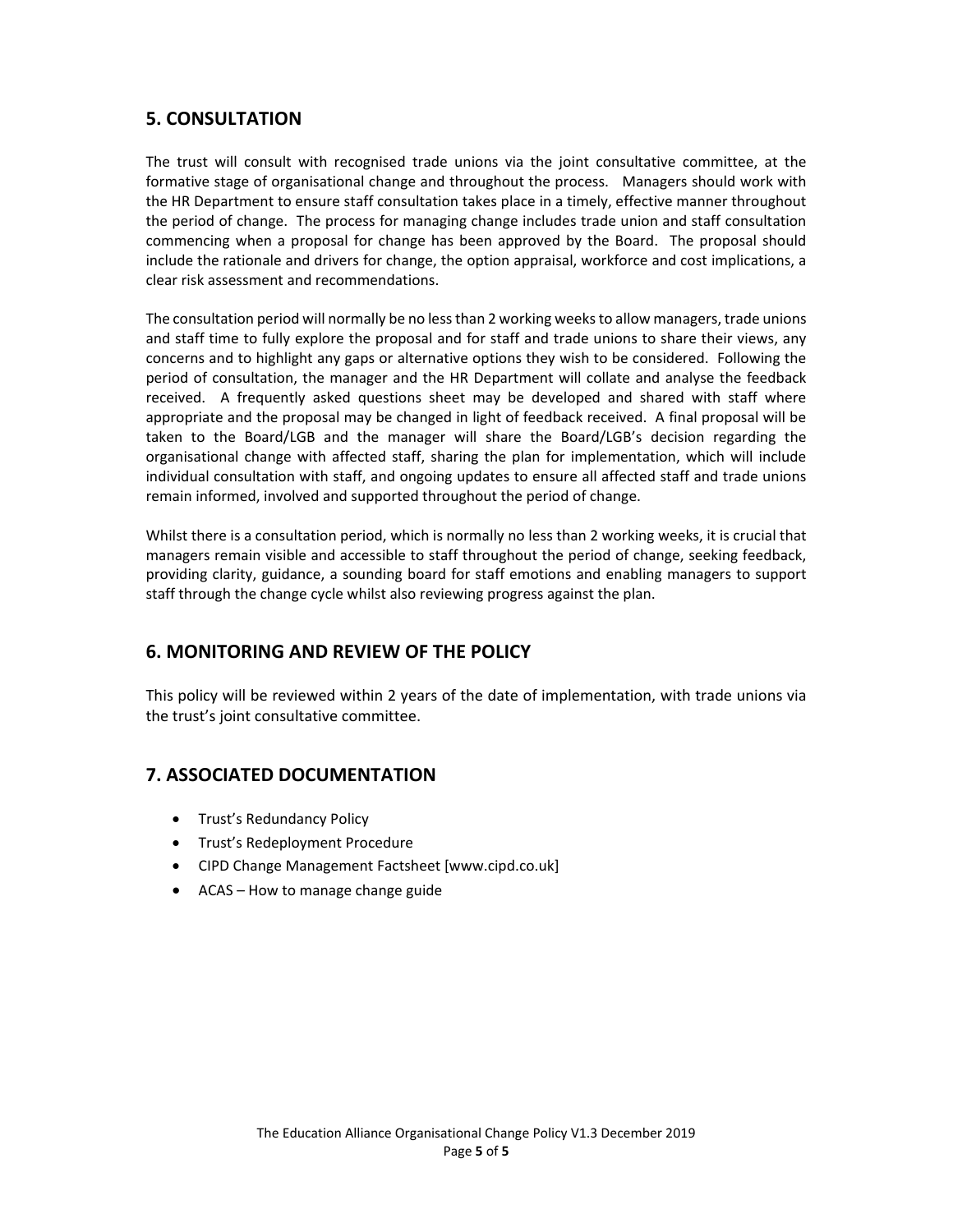## 5. CONSULTATION

The trust will consult with recognised trade unions via the joint consultative committee, at the formative stage of organisational change and throughout the process. Managers should work with the HR Department to ensure staff consultation takes place in a timely, effective manner throughout the period of change. The process for managing change includes trade union and staff consultation commencing when a proposal for change has been approved by the Board. The proposal should include the rationale and drivers for change, the option appraisal, workforce and cost implications, a clear risk assessment and recommendations.

The consultation period will normally be no less than 2 working weeks to allow managers, trade unions and staff time to fully explore the proposal and for staff and trade unions to share their views, any concerns and to highlight any gaps or alternative options they wish to be considered. Following the period of consultation, the manager and the HR Department will collate and analyse the feedback received. A frequently asked questions sheet may be developed and shared with staff where appropriate and the proposal may be changed in light of feedback received. A final proposal will be taken to the Board/LGB and the manager will share the Board/LGB's decision regarding the organisational change with affected staff, sharing the plan for implementation, which will include individual consultation with staff, and ongoing updates to ensure all affected staff and trade unions remain informed, involved and supported throughout the period of change.

Whilst there is a consultation period, which is normally no less than 2 working weeks, it is crucial that managers remain visible and accessible to staff throughout the period of change, seeking feedback, providing clarity, guidance, a sounding board for staff emotions and enabling managers to support staff through the change cycle whilst also reviewing progress against the plan.

## 6. MONITORING AND REVIEW OF THE POLICY

This policy will be reviewed within 2 years of the date of implementation, with trade unions via the trust's joint consultative committee.

## 7. ASSOCIATED DOCUMENTATION

- Trust's Redundancy Policy
- Trust's Redeployment Procedure
- CIPD Change Management Factsheet [www.cipd.co.uk]
- ACAS – How to manage change guide